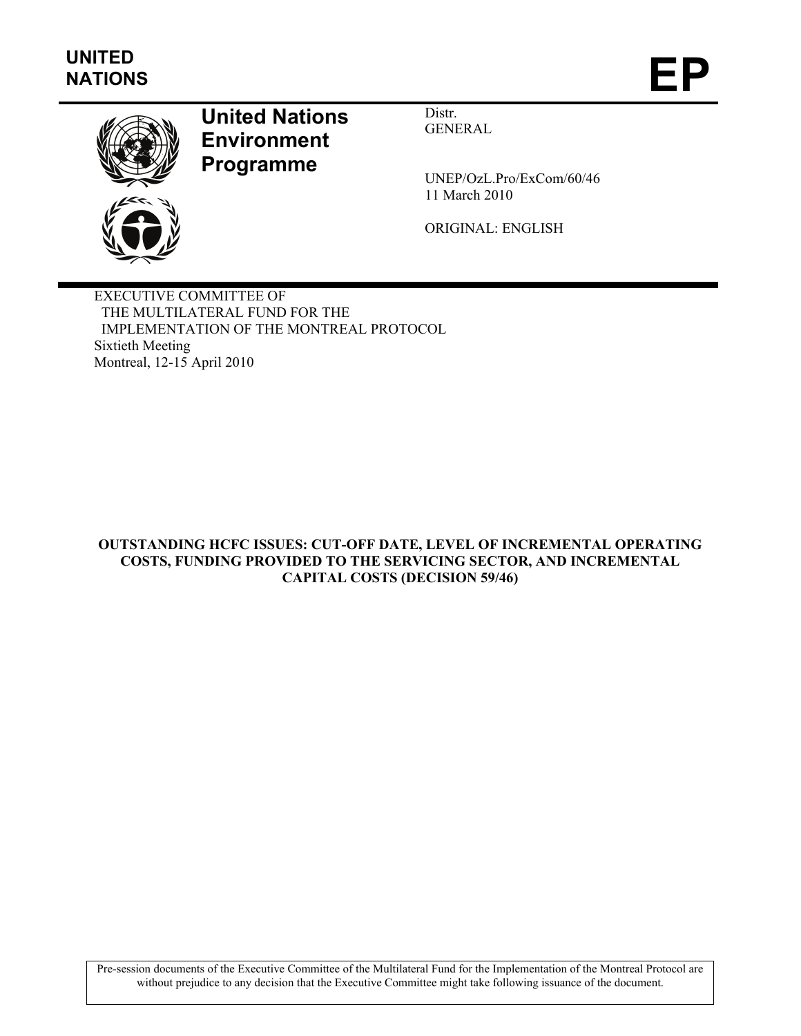**UNITED NATIONS**

# EP

**United Nations Environment Programme**

Distr.
GENERAL

UNEP/OzL.Pro/ExCom/60/46
11 March 2010

ORIGINAL: ENGLISH

EXECUTIVE COMMITTEE OF
THE MULTILATERAL FUND FOR THE
IMPLEMENTATION OF THE MONTREAL PROTOCOL
Sixtieth Meeting
Montreal, 12-15 April 2010

**OUTSTANDING HCFC ISSUES: CUT-OFF DATE, LEVEL OF INCREMENTAL OPERATING COSTS, FUNDING PROVIDED TO THE SERVICING SECTOR, AND INCREMENTAL CAPITAL COSTS (DECISION 59/46)**

Pre-session documents of the Executive Committee of the Multilateral Fund for the Implementation of the Montreal Protocol are without prejudice to any decision that the Executive Committee might take following issuance of the document.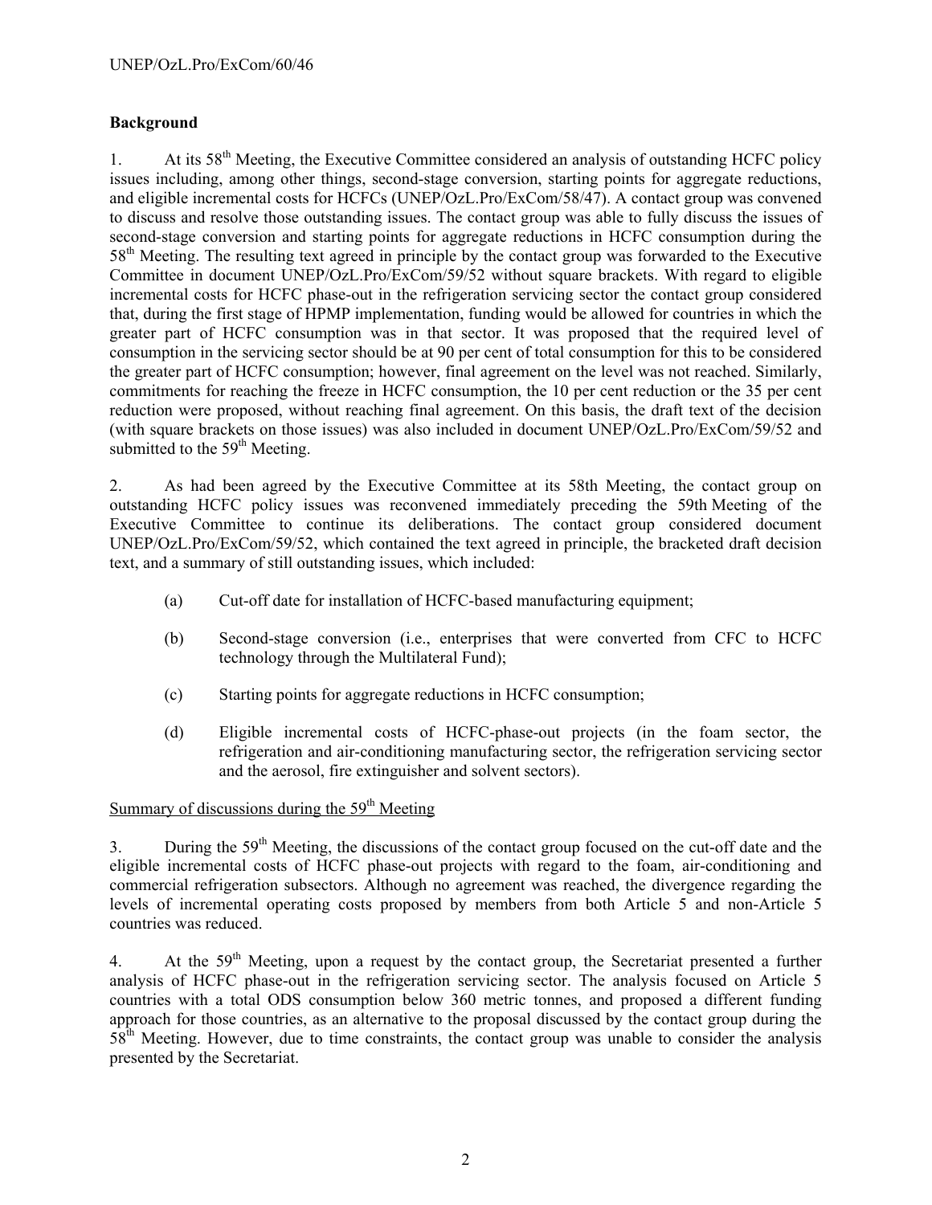## Background

1. At its 58th Meeting, the Executive Committee considered an analysis of outstanding HCFC policy issues including, among other things, second-stage conversion, starting points for aggregate reductions, and eligible incremental costs for HCFCs (UNEP/OzL.Pro/ExCom/58/47). A contact group was convened to discuss and resolve those outstanding issues. The contact group was able to fully discuss the issues of second-stage conversion and starting points for aggregate reductions in HCFC consumption during the 58th Meeting. The resulting text agreed in principle by the contact group was forwarded to the Executive Committee in document UNEP/OzL.Pro/ExCom/59/52 without square brackets. With regard to eligible incremental costs for HCFC phase-out in the refrigeration servicing sector the contact group considered that, during the first stage of HPMP implementation, funding would be allowed for countries in which the greater part of HCFC consumption was in that sector. It was proposed that the required level of consumption in the servicing sector should be at 90 per cent of total consumption for this to be considered the greater part of HCFC consumption; however, final agreement on the level was not reached. Similarly, commitments for reaching the freeze in HCFC consumption, the 10 per cent reduction or the 35 per cent reduction were proposed, without reaching final agreement. On this basis, the draft text of the decision (with square brackets on those issues) was also included in document UNEP/OzL.Pro/ExCom/59/52 and submitted to the 59th Meeting.

2. As had been agreed by the Executive Committee at its 58th Meeting, the contact group on outstanding HCFC policy issues was reconvened immediately preceding the 59th Meeting of the Executive Committee to continue its deliberations. The contact group considered document UNEP/OzL.Pro/ExCom/59/52, which contained the text agreed in principle, the bracketed draft decision text, and a summary of still outstanding issues, which included:

   (a) Cut-off date for installation of HCFC-based manufacturing equipment;

   (b) Second-stage conversion (i.e., enterprises that were converted from CFC to HCFC technology through the Multilateral Fund);

   (c) Starting points for aggregate reductions in HCFC consumption;

   (d) Eligible incremental costs of HCFC-phase-out projects (in the foam sector, the refrigeration and air-conditioning manufacturing sector, the refrigeration servicing sector and the aerosol, fire extinguisher and solvent sectors).

<u>Summary of discussions during the 59th Meeting</u>

3. During the 59th Meeting, the discussions of the contact group focused on the cut-off date and the eligible incremental costs of HCFC phase-out projects with regard to the foam, air-conditioning and commercial refrigeration subsectors. Although no agreement was reached, the divergence regarding the levels of incremental operating costs proposed by members from both Article 5 and non-Article 5 countries was reduced.

4. At the 59th Meeting, upon a request by the contact group, the Secretariat presented a further analysis of HCFC phase-out in the refrigeration servicing sector. The analysis focused on Article 5 countries with a total ODS consumption below 360 metric tonnes, and proposed a different funding approach for those countries, as an alternative to the proposal discussed by the contact group during the 58th Meeting. However, due to time constraints, the contact group was unable to consider the analysis presented by the Secretariat.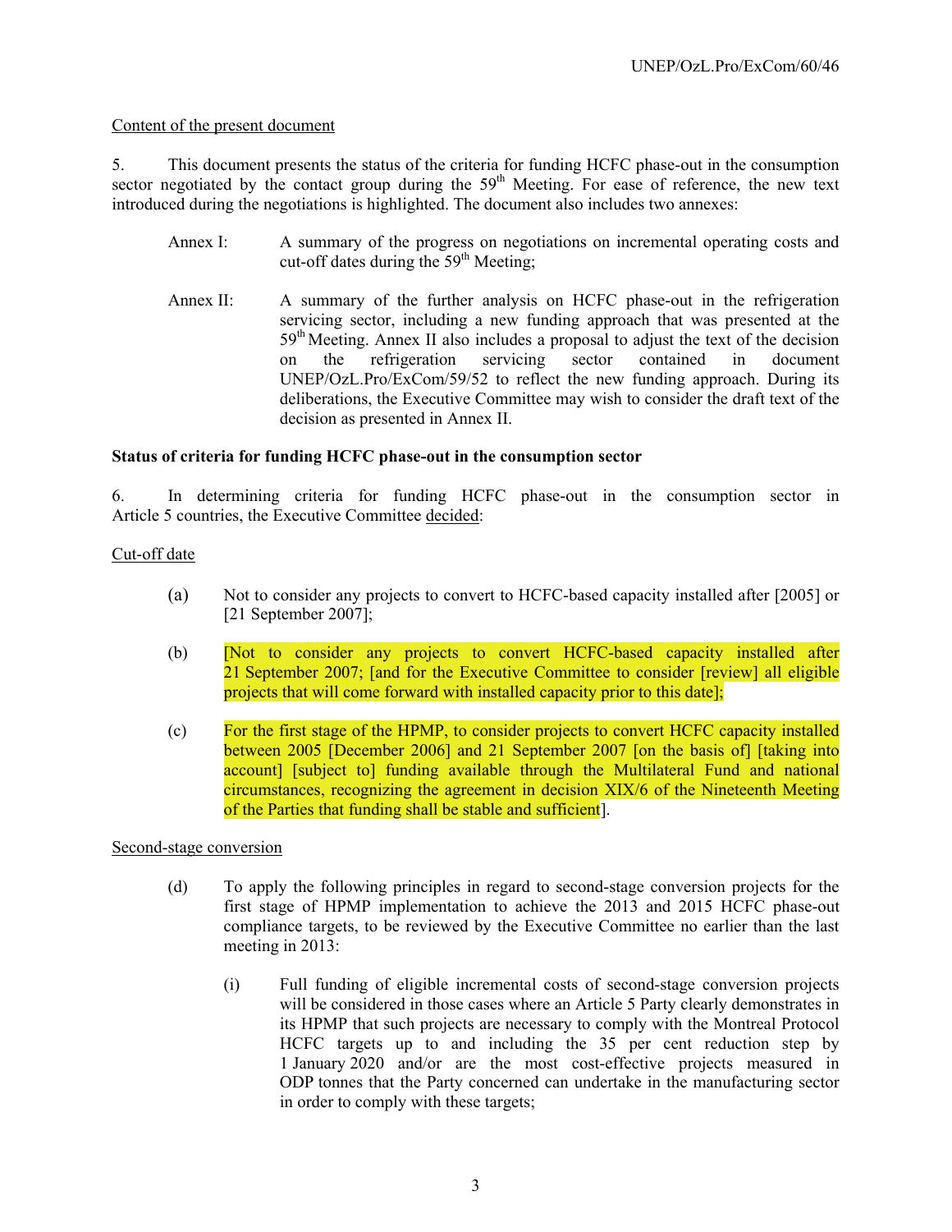Content of the present document

5. This document presents the status of the criteria for funding HCFC phase-out in the consumption sector negotiated by the contact group during the 59th Meeting. For ease of reference, the new text introduced during the negotiations is highlighted. The document also includes two annexes:

Annex I: A summary of the progress on negotiations on incremental operating costs and cut-off dates during the 59th Meeting;

Annex II: A summary of the further analysis on HCFC phase-out in the refrigeration servicing sector, including a new funding approach that was presented at the 59th Meeting. Annex II also includes a proposal to adjust the text of the decision on the refrigeration servicing sector contained in document UNEP/OzL.Pro/ExCom/59/52 to reflect the new funding approach. During its deliberations, the Executive Committee may wish to consider the draft text of the decision as presented in Annex II.

**Status of criteria for funding HCFC phase-out in the consumption sector**

6. In determining criteria for funding HCFC phase-out in the consumption sector in Article 5 countries, the Executive Committee decided:

Cut-off date

(a) Not to consider any projects to convert to HCFC-based capacity installed after [2005] or [21 September 2007];

(b) [Not to consider any projects to convert HCFC-based capacity installed after 21 September 2007; [and for the Executive Committee to consider [review] all eligible projects that will come forward with installed capacity prior to this date];

(c) For the first stage of the HPMP, to consider projects to convert HCFC capacity installed between 2005 [December 2006] and 21 September 2007 [on the basis of] [taking into account] [subject to] funding available through the Multilateral Fund and national circumstances, recognizing the agreement in decision XIX/6 of the Nineteenth Meeting of the Parties that funding shall be stable and sufficient].

Second-stage conversion

(d) To apply the following principles in regard to second-stage conversion projects for the first stage of HPMP implementation to achieve the 2013 and 2015 HCFC phase-out compliance targets, to be reviewed by the Executive Committee no earlier than the last meeting in 2013:

(i) Full funding of eligible incremental costs of second-stage conversion projects will be considered in those cases where an Article 5 Party clearly demonstrates in its HPMP that such projects are necessary to comply with the Montreal Protocol HCFC targets up to and including the 35 per cent reduction step by 1 January 2020 and/or are the most cost-effective projects measured in ODP tonnes that the Party concerned can undertake in the manufacturing sector in order to comply with these targets;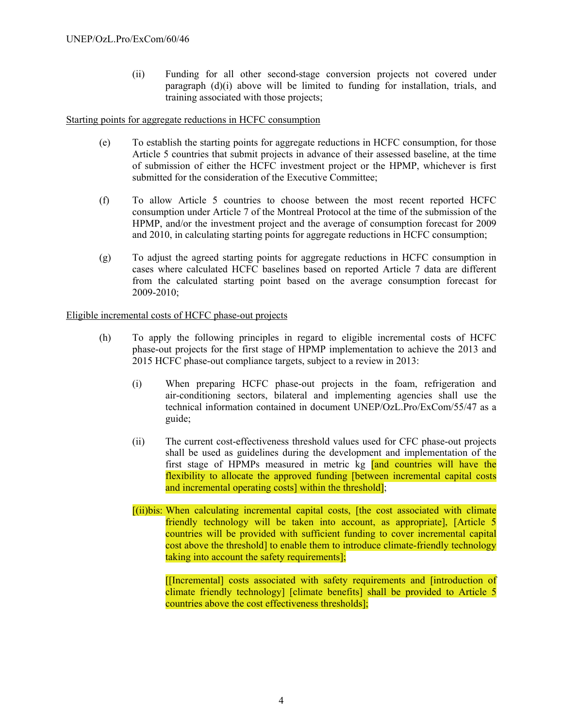(ii) Funding for all other second-stage conversion projects not covered under paragraph (d)(i) above will be limited to funding for installation, trials, and training associated with those projects;

Starting points for aggregate reductions in HCFC consumption

(e) To establish the starting points for aggregate reductions in HCFC consumption, for those Article 5 countries that submit projects in advance of their assessed baseline, at the time of submission of either the HCFC investment project or the HPMP, whichever is first submitted for the consideration of the Executive Committee;

(f) To allow Article 5 countries to choose between the most recent reported HCFC consumption under Article 7 of the Montreal Protocol at the time of the submission of the HPMP, and/or the investment project and the average of consumption forecast for 2009 and 2010, in calculating starting points for aggregate reductions in HCFC consumption;

(g) To adjust the agreed starting points for aggregate reductions in HCFC consumption in cases where calculated HCFC baselines based on reported Article 7 data are different from the calculated starting point based on the average consumption forecast for 2009-2010;

Eligible incremental costs of HCFC phase-out projects

(h) To apply the following principles in regard to eligible incremental costs of HCFC phase-out projects for the first stage of HPMP implementation to achieve the 2013 and 2015 HCFC phase-out compliance targets, subject to a review in 2013:

(i) When preparing HCFC phase-out projects in the foam, refrigeration and air-conditioning sectors, bilateral and implementing agencies shall use the technical information contained in document UNEP/OzL.Pro/ExCom/55/47 as a guide;

(ii) The current cost-effectiveness threshold values used for CFC phase-out projects shall be used as guidelines during the development and implementation of the first stage of HPMPs measured in metric kg [and countries will have the flexibility to allocate the approved funding [between incremental capital costs and incremental operating costs] within the threshold];

[(ii)bis: When calculating incremental capital costs, [the cost associated with climate friendly technology will be taken into account, as appropriate], [Article 5 countries will be provided with sufficient funding to cover incremental capital cost above the threshold] to enable them to introduce climate-friendly technology taking into account the safety requirements];

[[Incremental] costs associated with safety requirements and [introduction of climate friendly technology] [climate benefits] shall be provided to Article 5 countries above the cost effectiveness thresholds];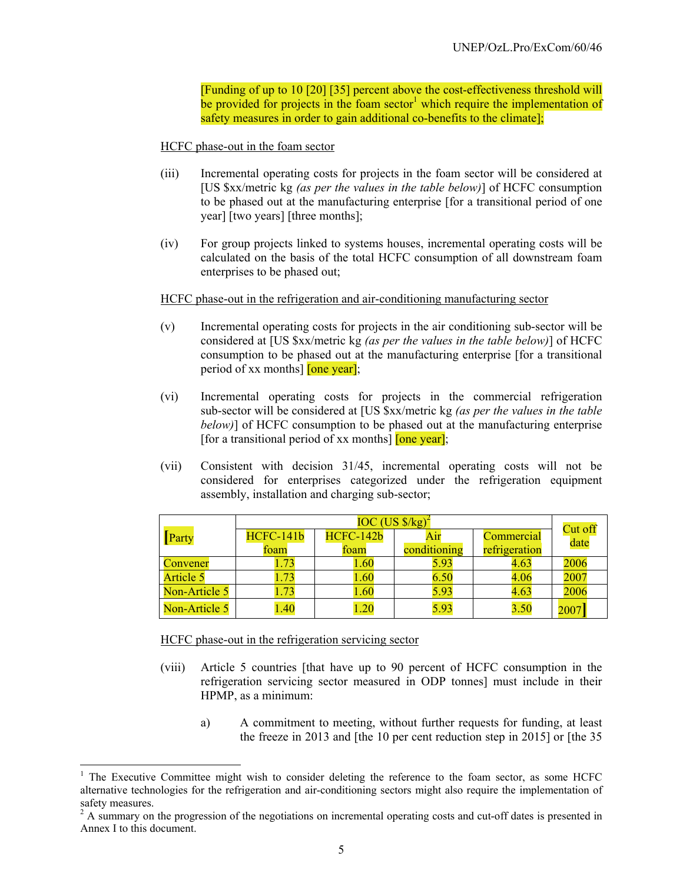[Funding of up to 10 [20] [35] percent above the cost-effectiveness threshold will be provided for projects in the foam sector[1] which require the implementation of safety measures in order to gain additional co-benefits to the climate];

HCFC phase-out in the foam sector

(iii) Incremental operating costs for projects in the foam sector will be considered at [US $xx/metric kg *(as per the values in the table below)*] of HCFC consumption to be phased out at the manufacturing enterprise [for a transitional period of one year] [two years] [three months];

(iv) For group projects linked to systems houses, incremental operating costs will be calculated on the basis of the total HCFC consumption of all downstream foam enterprises to be phased out;

HCFC phase-out in the refrigeration and air-conditioning manufacturing sector

(v) Incremental operating costs for projects in the air conditioning sub-sector will be considered at [US $xx/metric kg *(as per the values in the table below)*] of HCFC consumption to be phased out at the manufacturing enterprise [for a transitional period of xx months] [one year];

(vi) Incremental operating costs for projects in the commercial refrigeration sub-sector will be considered at [US $xx/metric kg *(as per the values in the table below)*] of HCFC consumption to be phased out at the manufacturing enterprise [for a transitional period of xx months] [one year];

(vii) Consistent with decision 31/45, incremental operating costs will not be considered for enterprises categorized under the refrigeration equipment assembly, installation and charging sub-sector;

| [Party | IOC (US $/kg)[2] | | | | Cut off date |
|---|---|---|---|---|---|
| | HCFC-141b foam | HCFC-142b foam | Air conditioning | Commercial refrigeration | |
| Convener | 1.73 | 1.60 | 5.93 | 4.63 | 2006 |
| Article 5 | 1.73 | 1.60 | 6.50 | 4.06 | 2007 |
| Non-Article 5 | 1.73 | 1.60 | 5.93 | 4.63 | 2006 |
| Non-Article 5 | 1.40 | 1.20 | 5.93 | 3.50 | 2007] |

HCFC phase-out in the refrigeration servicing sector

(viii) Article 5 countries [that have up to 90 percent of HCFC consumption in the refrigeration servicing sector measured in ODP tonnes] must include in their HPMP, as a minimum:

a) A commitment to meeting, without further requests for funding, at least the freeze in 2013 and [the 10 per cent reduction step in 2015] or [the 35

---

[1] The Executive Committee might wish to consider deleting the reference to the foam sector, as some HCFC alternative technologies for the refrigeration and air-conditioning sectors might also require the implementation of safety measures.

[2] A summary on the progression of the negotiations on incremental operating costs and cut-off dates is presented in Annex I to this document.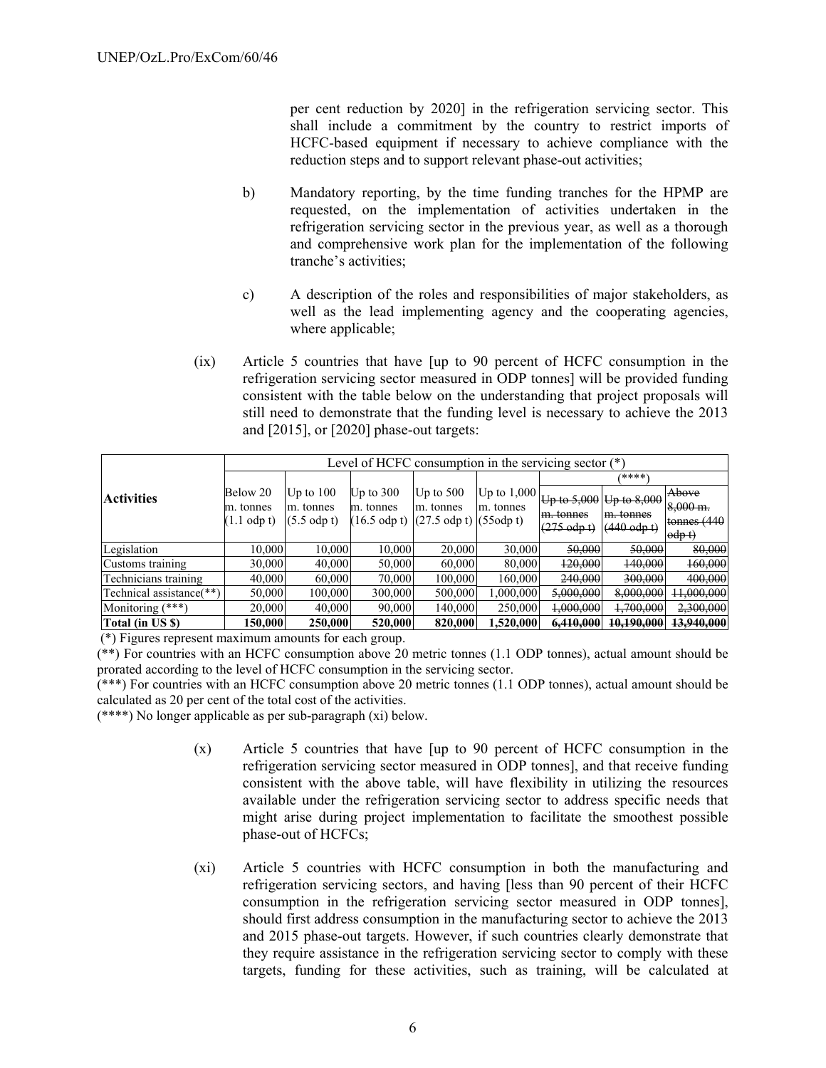per cent reduction by 2020] in the refrigeration servicing sector. This shall include a commitment by the country to restrict imports of HCFC-based equipment if necessary to achieve compliance with the reduction steps and to support relevant phase-out activities;

b) Mandatory reporting, by the time funding tranches for the HPMP are requested, on the implementation of activities undertaken in the refrigeration servicing sector in the previous year, as well as a thorough and comprehensive work plan for the implementation of the following tranche's activities;

c) A description of the roles and responsibilities of major stakeholders, as well as the lead implementing agency and the cooperating agencies, where applicable;

(ix) Article 5 countries that have [up to 90 percent of HCFC consumption in the refrigeration servicing sector measured in ODP tonnes] will be provided funding consistent with the table below on the understanding that project proposals will still need to demonstrate that the funding level is necessary to achieve the 2013 and [2015], or [2020] phase-out targets:

| Activities | Level of HCFC consumption in the servicing sector (*) | | | | | | | |
|---|---|---|---|---|---|---|---|---|
| | | | | | | (****) | | |
| | Below 20 m. tonnes (1.1 odp t) | Up to 100 m. tonnes (5.5 odp t) | Up to 300 m. tonnes (16.5 odp t) | Up to 500 m. tonnes (27.5 odp t) | Up to 1,000 m. tonnes (55odp t) | ~~Up to 5,000 m. tonnes (275 odp t)~~ | ~~Up to 8,000 m. tonnes (440 odp t)~~ | ~~Above 8,000 m. tonnes (440 odp t)~~ |
| Legislation | 10,000 | 10,000 | 10,000 | 20,000 | 30,000 | ~~50,000~~ | ~~50,000~~ | ~~80,000~~ |
| Customs training | 30,000 | 40,000 | 50,000 | 60,000 | 80,000 | ~~120,000~~ | ~~140,000~~ | ~~160,000~~ |
| Technicians training | 40,000 | 60,000 | 70,000 | 100,000 | 160,000 | ~~240,000~~ | ~~300,000~~ | ~~400,000~~ |
| Technical assistance(**) | 50,000 | 100,000 | 300,000 | 500,000 | 1,000,000 | ~~5,000,000~~ | ~~8,000,000~~ | ~~11,000,000~~ |
| Monitoring (***) | 20,000 | 40,000 | 90,000 | 140,000 | 250,000 | ~~1,000,000~~ | ~~1,700,000~~ | ~~2,300,000~~ |
| **Total (in US $)** | **150,000** | **250,000** | **520,000** | **820,000** | **1,520,000** | ~~**6,410,000**~~ | ~~**10,190,000**~~ | ~~**13,940,000**~~ |

(*) Figures represent maximum amounts for each group.

(**) For countries with an HCFC consumption above 20 metric tonnes (1.1 ODP tonnes), actual amount should be prorated according to the level of HCFC consumption in the servicing sector.

(***) For countries with an HCFC consumption above 20 metric tonnes (1.1 ODP tonnes), actual amount should be calculated as 20 per cent of the total cost of the activities.

(****) No longer applicable as per sub-paragraph (xi) below.

(x) Article 5 countries that have [up to 90 percent of HCFC consumption in the refrigeration servicing sector measured in ODP tonnes], and that receive funding consistent with the above table, will have flexibility in utilizing the resources available under the refrigeration servicing sector to address specific needs that might arise during project implementation to facilitate the smoothest possible phase-out of HCFCs;

(xi) Article 5 countries with HCFC consumption in both the manufacturing and refrigeration servicing sectors, and having [less than 90 percent of their HCFC consumption in the refrigeration servicing sector measured in ODP tonnes], should first address consumption in the manufacturing sector to achieve the 2013 and 2015 phase-out targets. However, if such countries clearly demonstrate that they require assistance in the refrigeration servicing sector to comply with these targets, funding for these activities, such as training, will be calculated at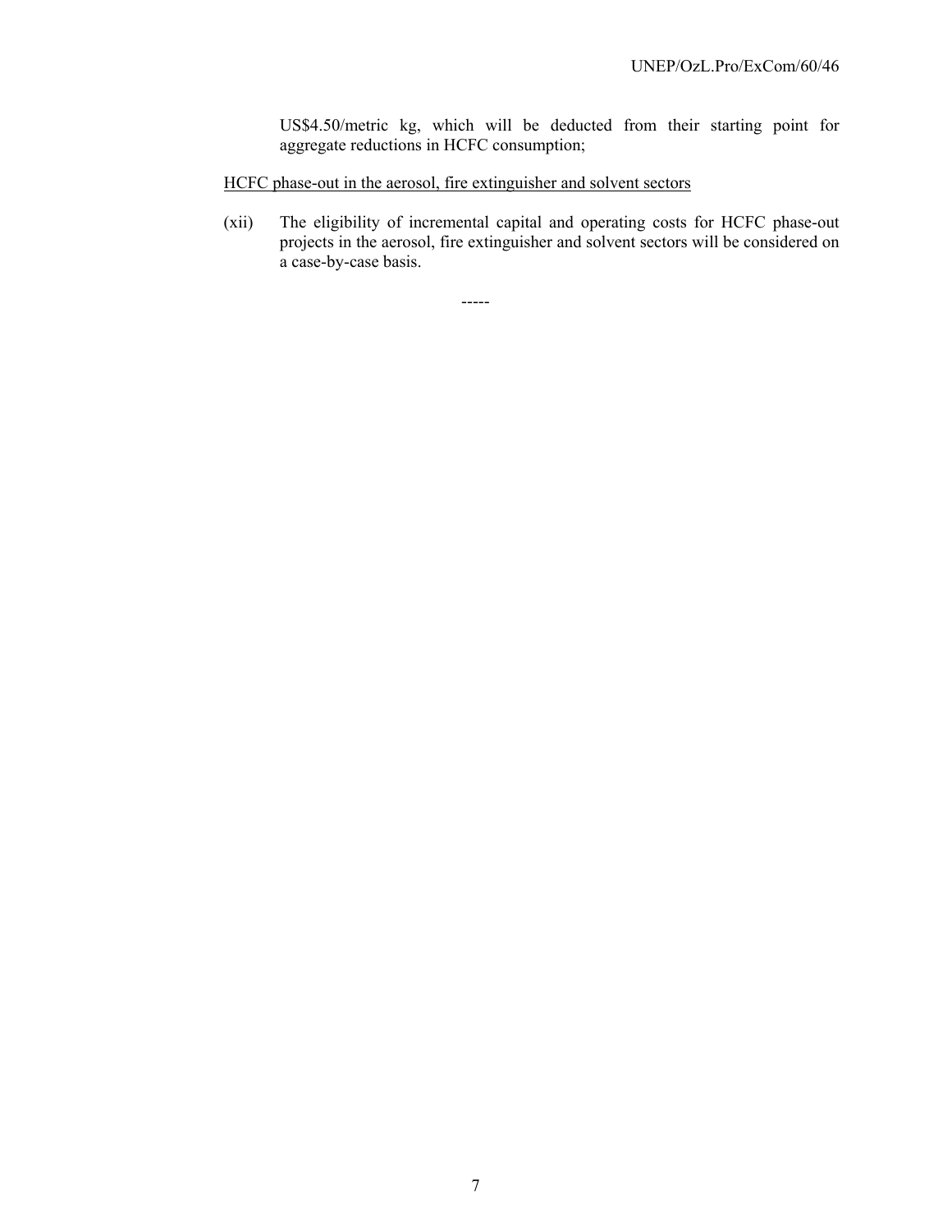US$4.50/metric kg, which will be deducted from their starting point for aggregate reductions in HCFC consumption;

HCFC phase-out in the aerosol, fire extinguisher and solvent sectors

(xii) The eligibility of incremental capital and operating costs for HCFC phase-out projects in the aerosol, fire extinguisher and solvent sectors will be considered on a case-by-case basis.

-----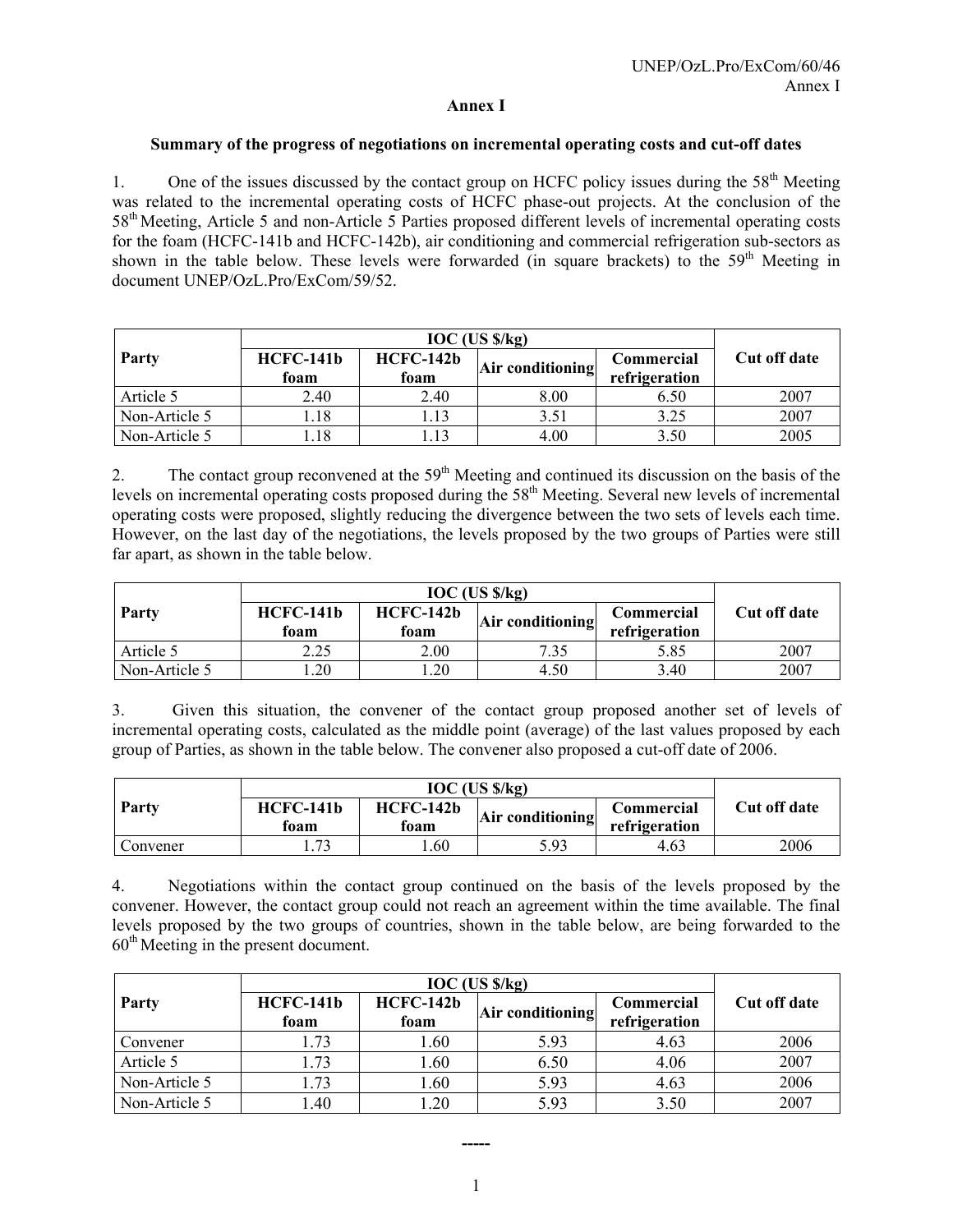# Annex I

## Summary of the progress of negotiations on incremental operating costs and cut-off dates

1. One of the issues discussed by the contact group on HCFC policy issues during the 58th Meeting was related to the incremental operating costs of HCFC phase-out projects. At the conclusion of the 58th Meeting, Article 5 and non-Article 5 Parties proposed different levels of incremental operating costs for the foam (HCFC-141b and HCFC-142b), air conditioning and commercial refrigeration sub-sectors as shown in the table below. These levels were forwarded (in square brackets) to the 59th Meeting in document UNEP/OzL.Pro/ExCom/59/52.

| Party | IOC (US $/kg) | | | | Cut off date |
|---|---|---|---|---|---|
| | HCFC-141b foam | HCFC-142b foam | Air conditioning | Commercial refrigeration | |
| Article 5 | 2.40 | 2.40 | 8.00 | 6.50 | 2007 |
| Non-Article 5 | 1.18 | 1.13 | 3.51 | 3.25 | 2007 |
| Non-Article 5 | 1.18 | 1.13 | 4.00 | 3.50 | 2005 |

2. The contact group reconvened at the 59th Meeting and continued its discussion on the basis of the levels on incremental operating costs proposed during the 58th Meeting. Several new levels of incremental operating costs were proposed, slightly reducing the divergence between the two sets of levels each time. However, on the last day of the negotiations, the levels proposed by the two groups of Parties were still far apart, as shown in the table below.

| Party | IOC (US $/kg) | | | | Cut off date |
|---|---|---|---|---|---|
| | HCFC-141b foam | HCFC-142b foam | Air conditioning | Commercial refrigeration | |
| Article 5 | 2.25 | 2.00 | 7.35 | 5.85 | 2007 |
| Non-Article 5 | 1.20 | 1.20 | 4.50 | 3.40 | 2007 |

3. Given this situation, the convener of the contact group proposed another set of levels of incremental operating costs, calculated as the middle point (average) of the last values proposed by each group of Parties, as shown in the table below. The convener also proposed a cut-off date of 2006.

| Party | IOC (US $/kg) | | | | Cut off date |
|---|---|---|---|---|---|
| | HCFC-141b foam | HCFC-142b foam | Air conditioning | Commercial refrigeration | |
| Convener | 1.73 | 1.60 | 5.93 | 4.63 | 2006 |

4. Negotiations within the contact group continued on the basis of the levels proposed by the convener. However, the contact group could not reach an agreement within the time available. The final levels proposed by the two groups of countries, shown in the table below, are being forwarded to the 60th Meeting in the present document.

| Party | IOC (US $/kg) | | | | Cut off date |
|---|---|---|---|---|---|
| | HCFC-141b foam | HCFC-142b foam | Air conditioning | Commercial refrigeration | |
| Convener | 1.73 | 1.60 | 5.93 | 4.63 | 2006 |
| Article 5 | 1.73 | 1.60 | 6.50 | 4.06 | 2007 |
| Non-Article 5 | 1.73 | 1.60 | 5.93 | 4.63 | 2006 |
| Non-Article 5 | 1.40 | 1.20 | 5.93 | 3.50 | 2007 |

-----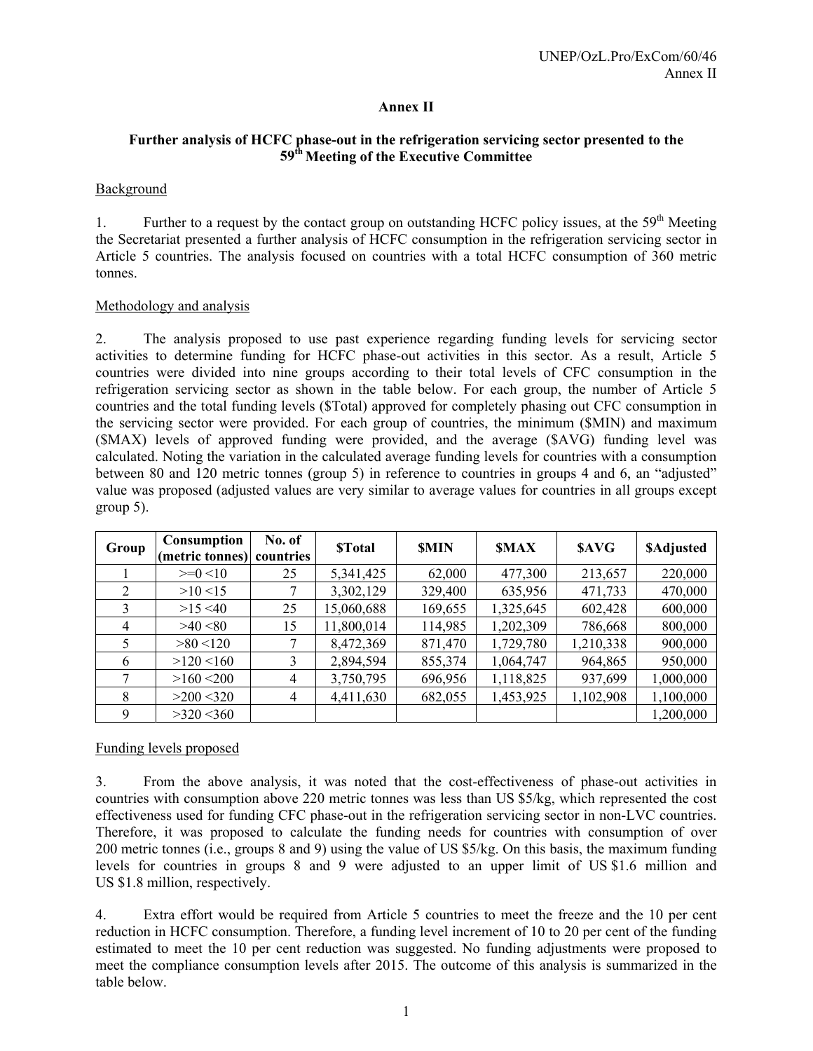## Annex II

### Further analysis of HCFC phase-out in the refrigeration servicing sector presented to the 59th Meeting of the Executive Committee

Background

1. Further to a request by the contact group on outstanding HCFC policy issues, at the 59th Meeting the Secretariat presented a further analysis of HCFC consumption in the refrigeration servicing sector in Article 5 countries. The analysis focused on countries with a total HCFC consumption of 360 metric tonnes.

Methodology and analysis

2. The analysis proposed to use past experience regarding funding levels for servicing sector activities to determine funding for HCFC phase-out activities in this sector. As a result, Article 5 countries were divided into nine groups according to their total levels of CFC consumption in the refrigeration servicing sector as shown in the table below. For each group, the number of Article 5 countries and the total funding levels ($Total) approved for completely phasing out CFC consumption in the servicing sector were provided. For each group of countries, the minimum ($MIN) and maximum ($MAX) levels of approved funding were provided, and the average ($AVG) funding level was calculated. Noting the variation in the calculated average funding levels for countries with a consumption between 80 and 120 metric tonnes (group 5) in reference to countries in groups 4 and 6, an "adjusted" value was proposed (adjusted values are very similar to average values for countries in all groups except group 5).

| Group | Consumption (metric tonnes) | No. of countries | $Total | $MIN | $MAX | $AVG | $Adjusted |
|---|---|---|---|---|---|---|---|
| 1 | >=0 <10 | 25 | 5,341,425 | 62,000 | 477,300 | 213,657 | 220,000 |
| 2 | >10 <15 | 7 | 3,302,129 | 329,400 | 635,956 | 471,733 | 470,000 |
| 3 | >15 <40 | 25 | 15,060,688 | 169,655 | 1,325,645 | 602,428 | 600,000 |
| 4 | >40 <80 | 15 | 11,800,014 | 114,985 | 1,202,309 | 786,668 | 800,000 |
| 5 | >80 <120 | 7 | 8,472,369 | 871,470 | 1,729,780 | 1,210,338 | 900,000 |
| 6 | >120 <160 | 3 | 2,894,594 | 855,374 | 1,064,747 | 964,865 | 950,000 |
| 7 | >160 <200 | 4 | 3,750,795 | 696,956 | 1,118,825 | 937,699 | 1,000,000 |
| 8 | >200 <320 | 4 | 4,411,630 | 682,055 | 1,453,925 | 1,102,908 | 1,100,000 |
| 9 | >320 <360 | | | | | | 1,200,000 |

Funding levels proposed

3. From the above analysis, it was noted that the cost-effectiveness of phase-out activities in countries with consumption above 220 metric tonnes was less than US $5/kg, which represented the cost effectiveness used for funding CFC phase-out in the refrigeration servicing sector in non-LVC countries. Therefore, it was proposed to calculate the funding needs for countries with consumption of over 200 metric tonnes (i.e., groups 8 and 9) using the value of US $5/kg. On this basis, the maximum funding levels for countries in groups 8 and 9 were adjusted to an upper limit of US $1.6 million and US $1.8 million, respectively.

4. Extra effort would be required from Article 5 countries to meet the freeze and the 10 per cent reduction in HCFC consumption. Therefore, a funding level increment of 10 to 20 per cent of the funding estimated to meet the 10 per cent reduction was suggested. No funding adjustments were proposed to meet the compliance consumption levels after 2015. The outcome of this analysis is summarized in the table below.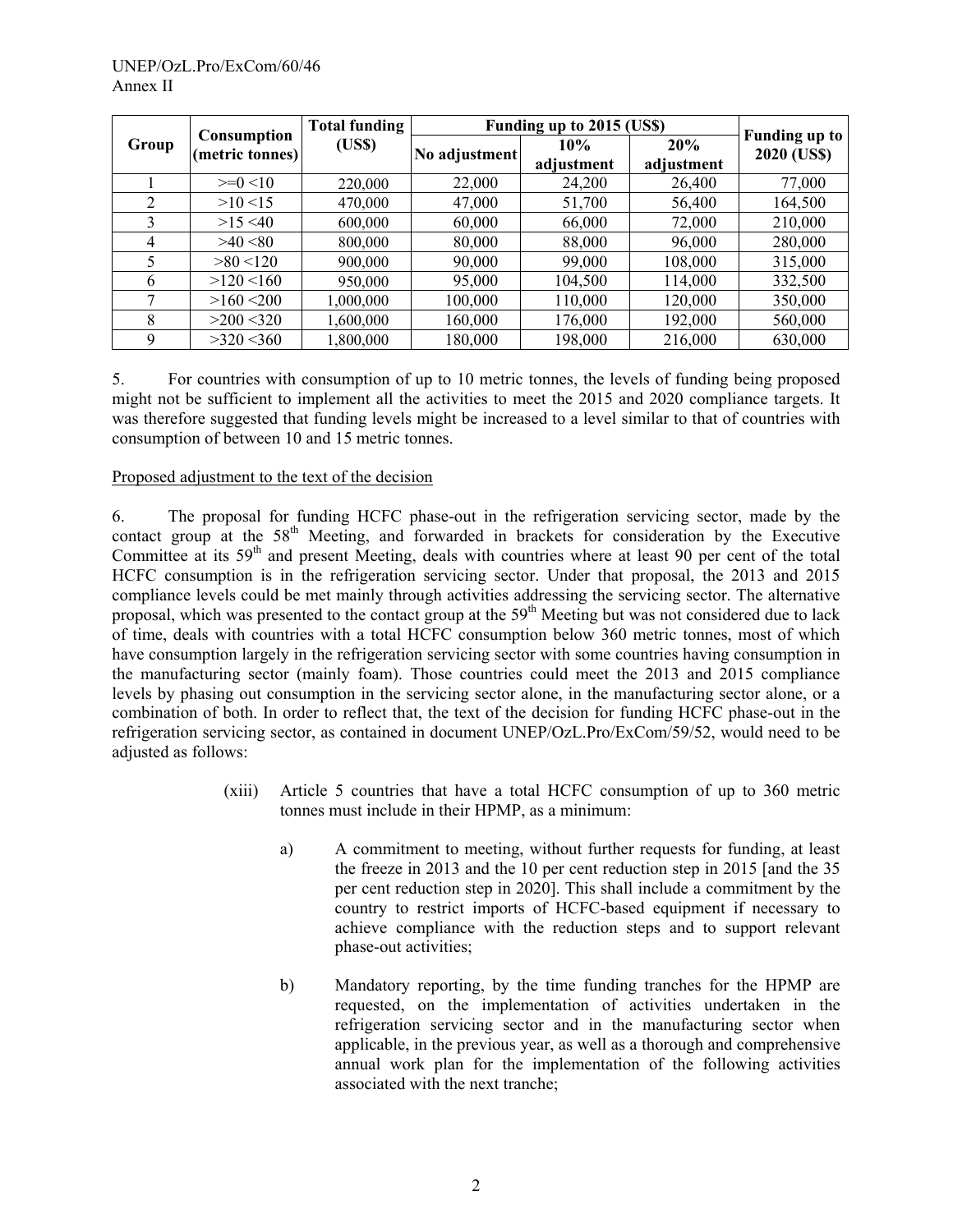| Group | Consumption (metric tonnes) | Total funding (US$) | Funding up to 2015 (US$) | | | Funding up to 2020 (US$) |
|---|---|---|---|---|---|---|
| | | | No adjustment | 10% adjustment | 20% adjustment | |
| 1 | >=0 <10 | 220,000 | 22,000 | 24,200 | 26,400 | 77,000 |
| 2 | >10 <15 | 470,000 | 47,000 | 51,700 | 56,400 | 164,500 |
| 3 | >15 <40 | 600,000 | 60,000 | 66,000 | 72,000 | 210,000 |
| 4 | >40 <80 | 800,000 | 80,000 | 88,000 | 96,000 | 280,000 |
| 5 | >80 <120 | 900,000 | 90,000 | 99,000 | 108,000 | 315,000 |
| 6 | >120 <160 | 950,000 | 95,000 | 104,500 | 114,000 | 332,500 |
| 7 | >160 <200 | 1,000,000 | 100,000 | 110,000 | 120,000 | 350,000 |
| 8 | >200 <320 | 1,600,000 | 160,000 | 176,000 | 192,000 | 560,000 |
| 9 | >320 <360 | 1,800,000 | 180,000 | 198,000 | 216,000 | 630,000 |

5. For countries with consumption of up to 10 metric tonnes, the levels of funding being proposed might not be sufficient to implement all the activities to meet the 2015 and 2020 compliance targets. It was therefore suggested that funding levels might be increased to a level similar to that of countries with consumption of between 10 and 15 metric tonnes.

Proposed adjustment to the text of the decision

6. The proposal for funding HCFC phase-out in the refrigeration servicing sector, made by the contact group at the 58th Meeting, and forwarded in brackets for consideration by the Executive Committee at its 59th and present Meeting, deals with countries where at least 90 per cent of the total HCFC consumption is in the refrigeration servicing sector. Under that proposal, the 2013 and 2015 compliance levels could be met mainly through activities addressing the servicing sector. The alternative proposal, which was presented to the contact group at the 59th Meeting but was not considered due to lack of time, deals with countries with a total HCFC consumption below 360 metric tonnes, most of which have consumption largely in the refrigeration servicing sector with some countries having consumption in the manufacturing sector (mainly foam). Those countries could meet the 2013 and 2015 compliance levels by phasing out consumption in the servicing sector alone, in the manufacturing sector alone, or a combination of both. In order to reflect that, the text of the decision for funding HCFC phase-out in the refrigeration servicing sector, as contained in document UNEP/OzL.Pro/ExCom/59/52, would need to be adjusted as follows:

(xiii) Article 5 countries that have a total HCFC consumption of up to 360 metric tonnes must include in their HPMP, as a minimum:

a) A commitment to meeting, without further requests for funding, at least the freeze in 2013 and the 10 per cent reduction step in 2015 [and the 35 per cent reduction step in 2020]. This shall include a commitment by the country to restrict imports of HCFC-based equipment if necessary to achieve compliance with the reduction steps and to support relevant phase-out activities;

b) Mandatory reporting, by the time funding tranches for the HPMP are requested, on the implementation of activities undertaken in the refrigeration servicing sector and in the manufacturing sector when applicable, in the previous year, as well as a thorough and comprehensive annual work plan for the implementation of the following activities associated with the next tranche;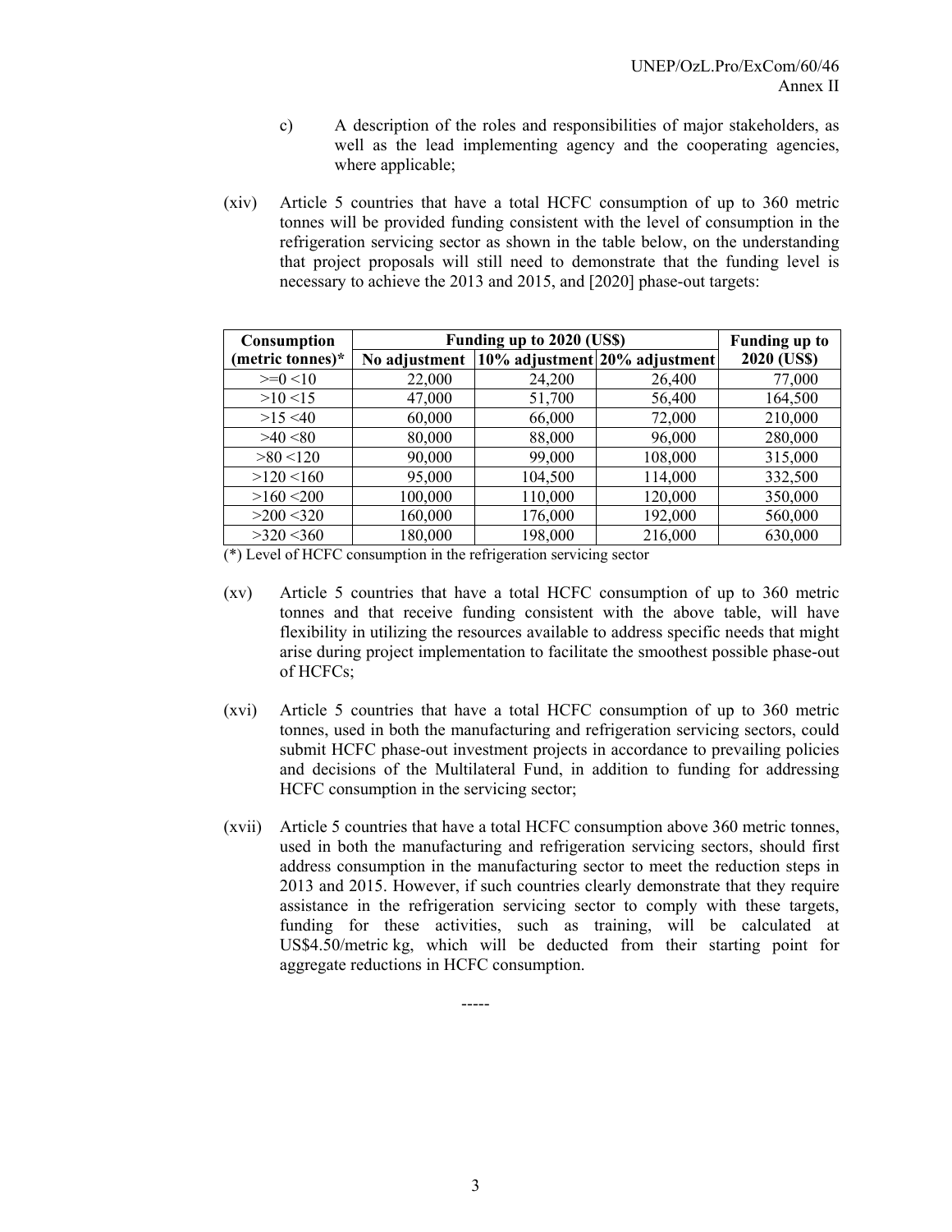c) A description of the roles and responsibilities of major stakeholders, as well as the lead implementing agency and the cooperating agencies, where applicable;

(xiv) Article 5 countries that have a total HCFC consumption of up to 360 metric tonnes will be provided funding consistent with the level of consumption in the refrigeration servicing sector as shown in the table below, on the understanding that project proposals will still need to demonstrate that the funding level is necessary to achieve the 2013 and 2015, and [2020] phase-out targets:

| Consumption (metric tonnes)* | Funding up to 2020 (US$) | | | Funding up to 2020 (US$) |
|---|---|---|---|---|
| | No adjustment | 10% adjustment | 20% adjustment | |
| >=0 <10 | 22,000 | 24,200 | 26,400 | 77,000 |
| >10 <15 | 47,000 | 51,700 | 56,400 | 164,500 |
| >15 <40 | 60,000 | 66,000 | 72,000 | 210,000 |
| >40 <80 | 80,000 | 88,000 | 96,000 | 280,000 |
| >80 <120 | 90,000 | 99,000 | 108,000 | 315,000 |
| >120 <160 | 95,000 | 104,500 | 114,000 | 332,500 |
| >160 <200 | 100,000 | 110,000 | 120,000 | 350,000 |
| >200 <320 | 160,000 | 176,000 | 192,000 | 560,000 |
| >320 <360 | 180,000 | 198,000 | 216,000 | 630,000 |

(*) Level of HCFC consumption in the refrigeration servicing sector

(xv) Article 5 countries that have a total HCFC consumption of up to 360 metric tonnes and that receive funding consistent with the above table, will have flexibility in utilizing the resources available to address specific needs that might arise during project implementation to facilitate the smoothest possible phase-out of HCFCs;

(xvi) Article 5 countries that have a total HCFC consumption of up to 360 metric tonnes, used in both the manufacturing and refrigeration servicing sectors, could submit HCFC phase-out investment projects in accordance to prevailing policies and decisions of the Multilateral Fund, in addition to funding for addressing HCFC consumption in the servicing sector;

(xvii) Article 5 countries that have a total HCFC consumption above 360 metric tonnes, used in both the manufacturing and refrigeration servicing sectors, should first address consumption in the manufacturing sector to meet the reduction steps in 2013 and 2015. However, if such countries clearly demonstrate that they require assistance in the refrigeration servicing sector to comply with these targets, funding for these activities, such as training, will be calculated at US$4.50/metric kg, which will be deducted from their starting point for aggregate reductions in HCFC consumption.

-----